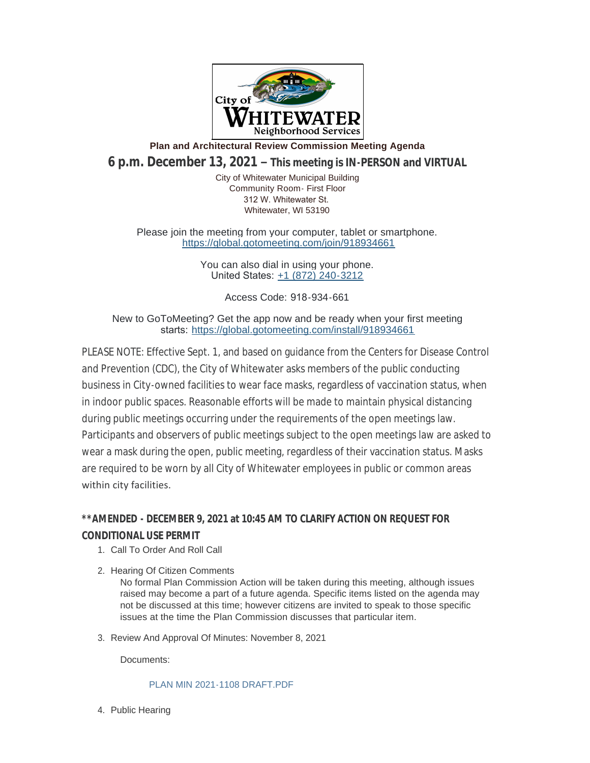City of Whitewater Neighborhood Services

**Plan and Architectural Review Commission Meeting Agenda**

## 6 p.m. December 13, 2021 – This meeting is IN-PERSON and VIRTUAL

City of Whitewater Municipal Building
Community Room- First Floor
312 W. Whitewater St.
Whitewater, WI 53190

Please join the meeting from your computer, tablet or smartphone.
https://global.gotomeeting.com/join/918934661

You can also dial in using your phone.
United States: +1 (872) 240-3212

Access Code: 918-934-661

New to GoToMeeting? Get the app now and be ready when your first meeting starts: https://global.gotomeeting.com/install/918934661

PLEASE NOTE: Effective Sept. 1, and based on guidance from the Centers for Disease Control and Prevention (CDC), the City of Whitewater asks members of the public conducting business in City-owned facilities to wear face masks, regardless of vaccination status, when in indoor public spaces. Reasonable efforts will be made to maintain physical distancing during public meetings occurring under the requirements of the open meetings law. Participants and observers of public meetings subject to the open meetings law are asked to wear a mask during the open, public meeting, regardless of their vaccination status. Masks are required to be worn by all City of Whitewater employees in public or common areas within city facilities.

**\*\*AMENDED - DECEMBER 9, 2021 at 10:45 AM TO CLARIFY ACTION ON REQUEST FOR CONDITIONAL USE PERMIT**

1. Call To Order And Roll Call
2. Hearing Of Citizen Comments

   No formal Plan Commission Action will be taken during this meeting, although issues raised may become a part of a future agenda. Specific items listed on the agenda may not be discussed at this time; however citizens are invited to speak to those specific issues at the time the Plan Commission discusses that particular item.

3. Review And Approval Of Minutes: November 8, 2021

   Documents:

   PLAN MIN 2021-1108 DRAFT.PDF

4. Public Hearing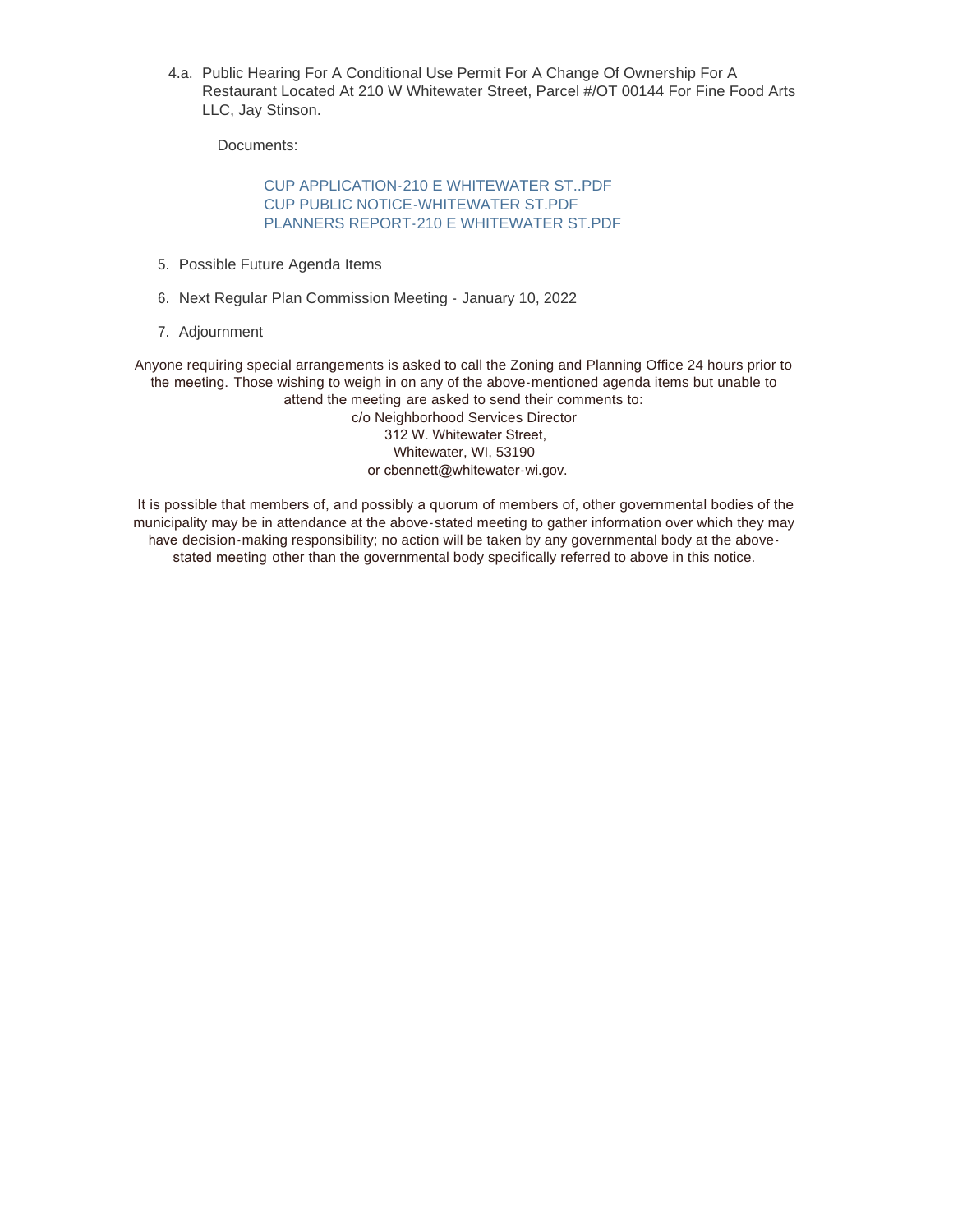4.a. Public Hearing For A Conditional Use Permit For A Change Of Ownership For A Restaurant Located At 210 W Whitewater Street, Parcel #/OT 00144 For Fine Food Arts LLC, Jay Stinson.

Documents:

CUP APPLICATION-210 E WHITEWATER ST..PDF
CUP PUBLIC NOTICE-WHITEWATER ST.PDF
PLANNERS REPORT-210 E WHITEWATER ST.PDF

5. Possible Future Agenda Items

6. Next Regular Plan Commission Meeting - January 10, 2022

7. Adjournment

Anyone requiring special arrangements is asked to call the Zoning and Planning Office 24 hours prior to the meeting. Those wishing to weigh in on any of the above-mentioned agenda items but unable to attend the meeting are asked to send their comments to:
c/o Neighborhood Services Director
312 W. Whitewater Street,
Whitewater, WI, 53190
or cbennett@whitewater-wi.gov.

It is possible that members of, and possibly a quorum of members of, other governmental bodies of the municipality may be in attendance at the above-stated meeting to gather information over which they may have decision-making responsibility; no action will be taken by any governmental body at the above-stated meeting other than the governmental body specifically referred to above in this notice.